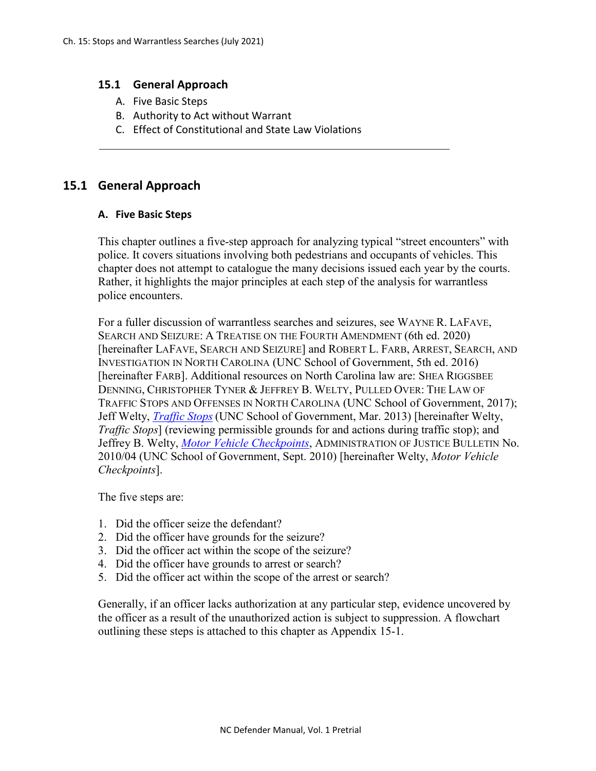## 15.1 General Approach

A. Five Basic Steps
B. Authority to Act without Warrant
C. Effect of Constitutional and State Law Violations

---

## 15.1 General Approach

### A. Five Basic Steps

This chapter outlines a five-step approach for analyzing typical "street encounters" with police. It covers situations involving both pedestrians and occupants of vehicles. This chapter does not attempt to catalogue the many decisions issued each year by the courts. Rather, it highlights the major principles at each step of the analysis for warrantless police encounters.

For a fuller discussion of warrantless searches and seizures, see WAYNE R. LAFAVE, SEARCH AND SEIZURE: A TREATISE ON THE FOURTH AMENDMENT (6th ed. 2020) [hereinafter LAFAVE, SEARCH AND SEIZURE] and ROBERT L. FARB, ARREST, SEARCH, AND INVESTIGATION IN NORTH CAROLINA (UNC School of Government, 5th ed. 2016) [hereinafter FARB]. Additional resources on North Carolina law are: SHEA RIGGSBEE DENNING, CHRISTOPHER TYNER & JEFFREY B. WELTY, PULLED OVER: THE LAW OF TRAFFIC STOPS AND OFFENSES IN NORTH CAROLINA (UNC School of Government, 2017); Jeff Welty, *Traffic Stops* (UNC School of Government, Mar. 2013) [hereinafter Welty, *Traffic Stops*] (reviewing permissible grounds for and actions during traffic stop); and Jeffrey B. Welty, *Motor Vehicle Checkpoints*, ADMINISTRATION OF JUSTICE BULLETIN No. 2010/04 (UNC School of Government, Sept. 2010) [hereinafter Welty, *Motor Vehicle Checkpoints*].

The five steps are:

1. Did the officer seize the defendant?
2. Did the officer have grounds for the seizure?
3. Did the officer act within the scope of the seizure?
4. Did the officer have grounds to arrest or search?
5. Did the officer act within the scope of the arrest or search?

Generally, if an officer lacks authorization at any particular step, evidence uncovered by the officer as a result of the unauthorized action is subject to suppression. A flowchart outlining these steps is attached to this chapter as Appendix 15-1.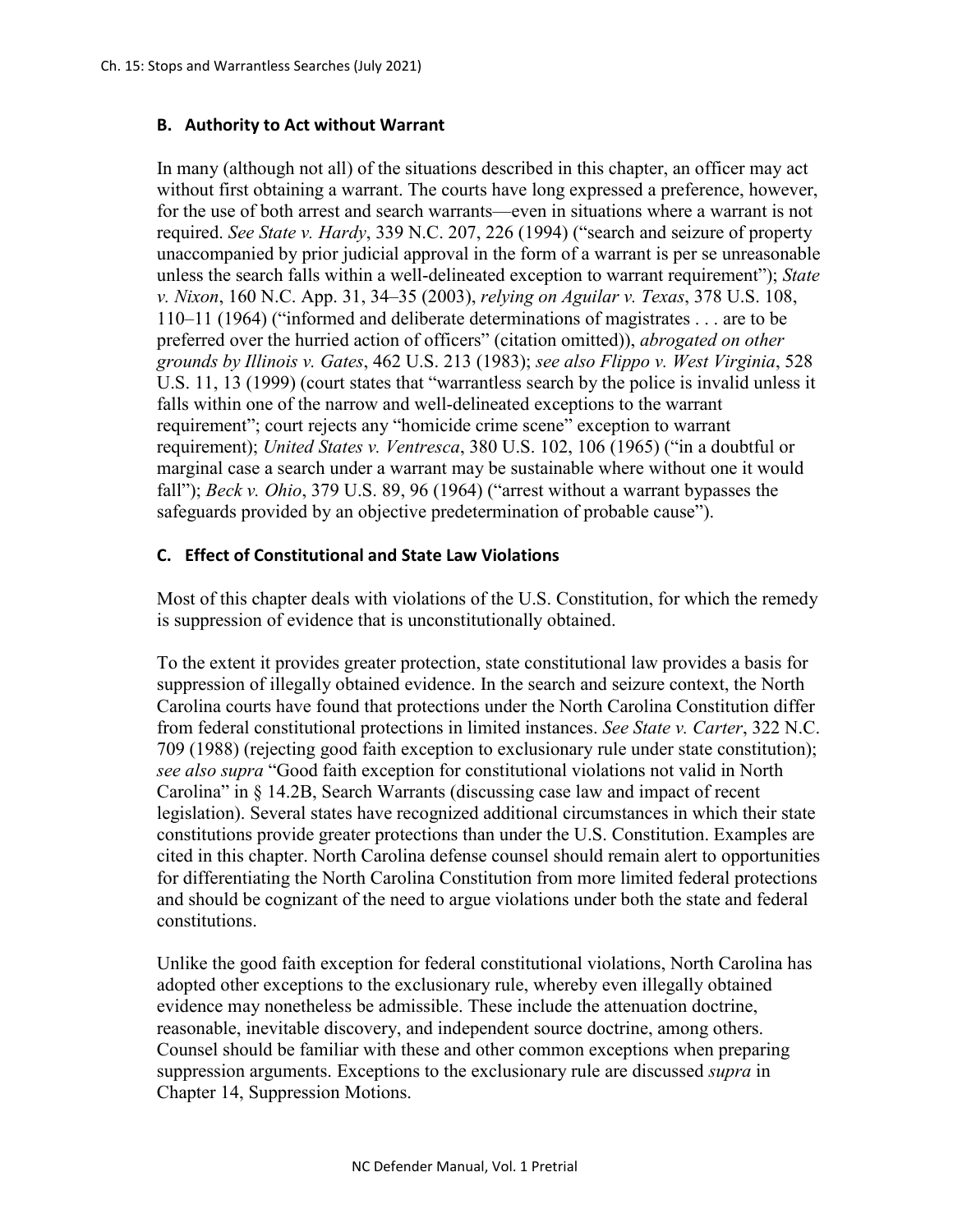### B. Authority to Act without Warrant

In many (although not all) of the situations described in this chapter, an officer may act without first obtaining a warrant. The courts have long expressed a preference, however, for the use of both arrest and search warrants—even in situations where a warrant is not required. *See State v. Hardy*, 339 N.C. 207, 226 (1994) ("search and seizure of property unaccompanied by prior judicial approval in the form of a warrant is per se unreasonable unless the search falls within a well-delineated exception to warrant requirement"); *State v. Nixon*, 160 N.C. App. 31, 34–35 (2003), *relying on Aguilar v. Texas*, 378 U.S. 108, 110–11 (1964) ("informed and deliberate determinations of magistrates . . . are to be preferred over the hurried action of officers" (citation omitted)), *abrogated on other grounds by Illinois v. Gates*, 462 U.S. 213 (1983); *see also Flippo v. West Virginia*, 528 U.S. 11, 13 (1999) (court states that "warrantless search by the police is invalid unless it falls within one of the narrow and well-delineated exceptions to the warrant requirement"; court rejects any "homicide crime scene" exception to warrant requirement); *United States v. Ventresca*, 380 U.S. 102, 106 (1965) ("in a doubtful or marginal case a search under a warrant may be sustainable where without one it would fall"); *Beck v. Ohio*, 379 U.S. 89, 96 (1964) ("arrest without a warrant bypasses the safeguards provided by an objective predetermination of probable cause").

### C. Effect of Constitutional and State Law Violations

Most of this chapter deals with violations of the U.S. Constitution, for which the remedy is suppression of evidence that is unconstitutionally obtained.

To the extent it provides greater protection, state constitutional law provides a basis for suppression of illegally obtained evidence. In the search and seizure context, the North Carolina courts have found that protections under the North Carolina Constitution differ from federal constitutional protections in limited instances. *See State v. Carter*, 322 N.C. 709 (1988) (rejecting good faith exception to exclusionary rule under state constitution); *see also supra* "Good faith exception for constitutional violations not valid in North Carolina" in § 14.2B, Search Warrants (discussing case law and impact of recent legislation). Several states have recognized additional circumstances in which their state constitutions provide greater protections than under the U.S. Constitution. Examples are cited in this chapter. North Carolina defense counsel should remain alert to opportunities for differentiating the North Carolina Constitution from more limited federal protections and should be cognizant of the need to argue violations under both the state and federal constitutions.

Unlike the good faith exception for federal constitutional violations, North Carolina has adopted other exceptions to the exclusionary rule, whereby even illegally obtained evidence may nonetheless be admissible. These include the attenuation doctrine, reasonable, inevitable discovery, and independent source doctrine, among others. Counsel should be familiar with these and other common exceptions when preparing suppression arguments. Exceptions to the exclusionary rule are discussed *supra* in Chapter 14, Suppression Motions.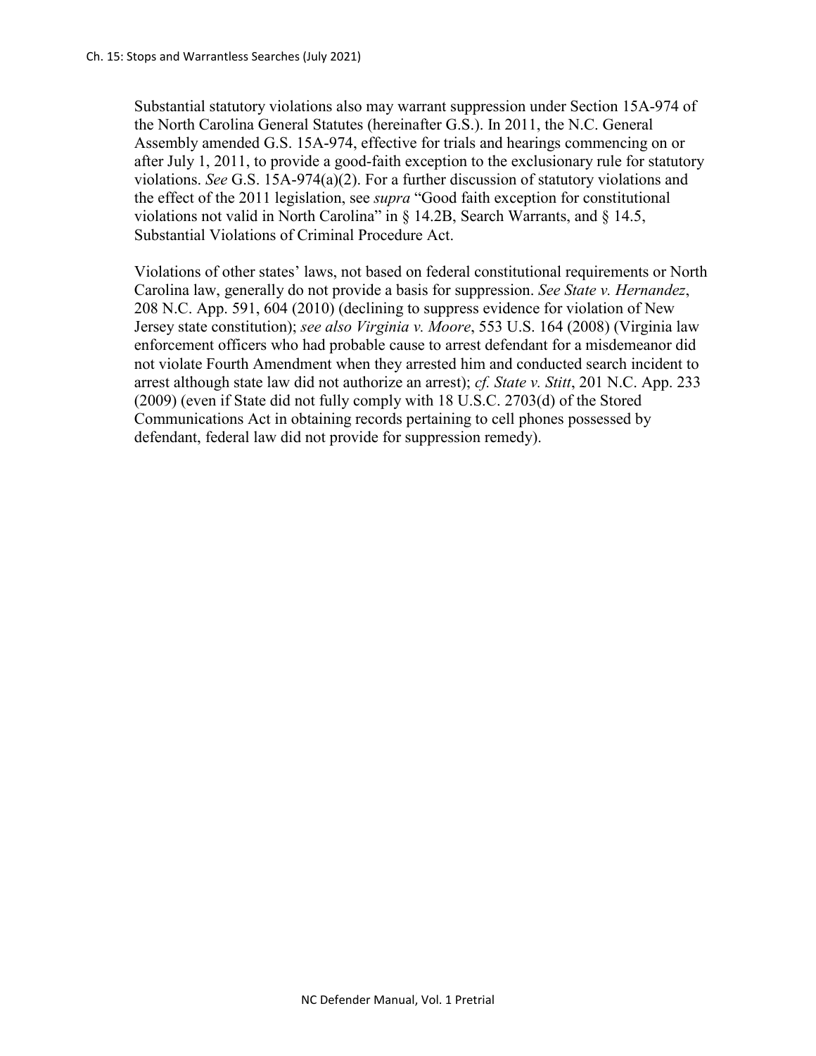Substantial statutory violations also may warrant suppression under Section 15A-974 of the North Carolina General Statutes (hereinafter G.S.). In 2011, the N.C. General Assembly amended G.S. 15A-974, effective for trials and hearings commencing on or after July 1, 2011, to provide a good-faith exception to the exclusionary rule for statutory violations. *See* G.S. 15A-974(a)(2). For a further discussion of statutory violations and the effect of the 2011 legislation, see *supra* "Good faith exception for constitutional violations not valid in North Carolina" in § 14.2B, Search Warrants, and § 14.5, Substantial Violations of Criminal Procedure Act.

Violations of other states' laws, not based on federal constitutional requirements or North Carolina law, generally do not provide a basis for suppression. *See State v. Hernandez*, 208 N.C. App. 591, 604 (2010) (declining to suppress evidence for violation of New Jersey state constitution); *see also Virginia v. Moore*, 553 U.S. 164 (2008) (Virginia law enforcement officers who had probable cause to arrest defendant for a misdemeanor did not violate Fourth Amendment when they arrested him and conducted search incident to arrest although state law did not authorize an arrest); *cf. State v. Stitt*, 201 N.C. App. 233 (2009) (even if State did not fully comply with 18 U.S.C. 2703(d) of the Stored Communications Act in obtaining records pertaining to cell phones possessed by defendant, federal law did not provide for suppression remedy).